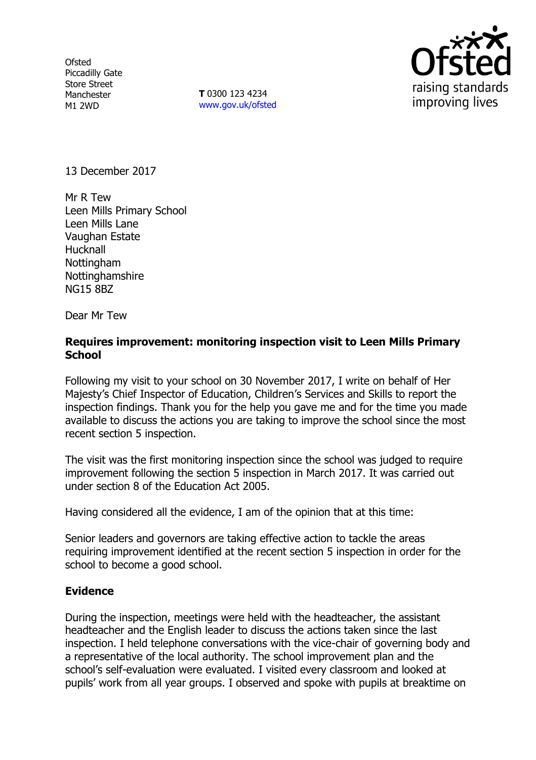Ofsted
Piccadilly Gate
Store Street
Manchester
M1 2WD

**T** 0300 123 4234
www.gov.uk/ofsted

Ofsted
raising standards
improving lives

13 December 2017

Mr R Tew
Leen Mills Primary School
Leen Mills Lane
Vaughan Estate
Hucknall
Nottingham
Nottinghamshire
NG15 8BZ

Dear Mr Tew

**Requires improvement: monitoring inspection visit to Leen Mills Primary School**

Following my visit to your school on 30 November 2017, I write on behalf of Her Majesty's Chief Inspector of Education, Children's Services and Skills to report the inspection findings. Thank you for the help you gave me and for the time you made available to discuss the actions you are taking to improve the school since the most recent section 5 inspection.

The visit was the first monitoring inspection since the school was judged to require improvement following the section 5 inspection in March 2017. It was carried out under section 8 of the Education Act 2005.

Having considered all the evidence, I am of the opinion that at this time:

Senior leaders and governors are taking effective action to tackle the areas requiring improvement identified at the recent section 5 inspection in order for the school to become a good school.

## Evidence

During the inspection, meetings were held with the headteacher, the assistant headteacher and the English leader to discuss the actions taken since the last inspection. I held telephone conversations with the vice-chair of governing body and a representative of the local authority. The school improvement plan and the school's self-evaluation were evaluated. I visited every classroom and looked at pupils' work from all year groups. I observed and spoke with pupils at breaktime on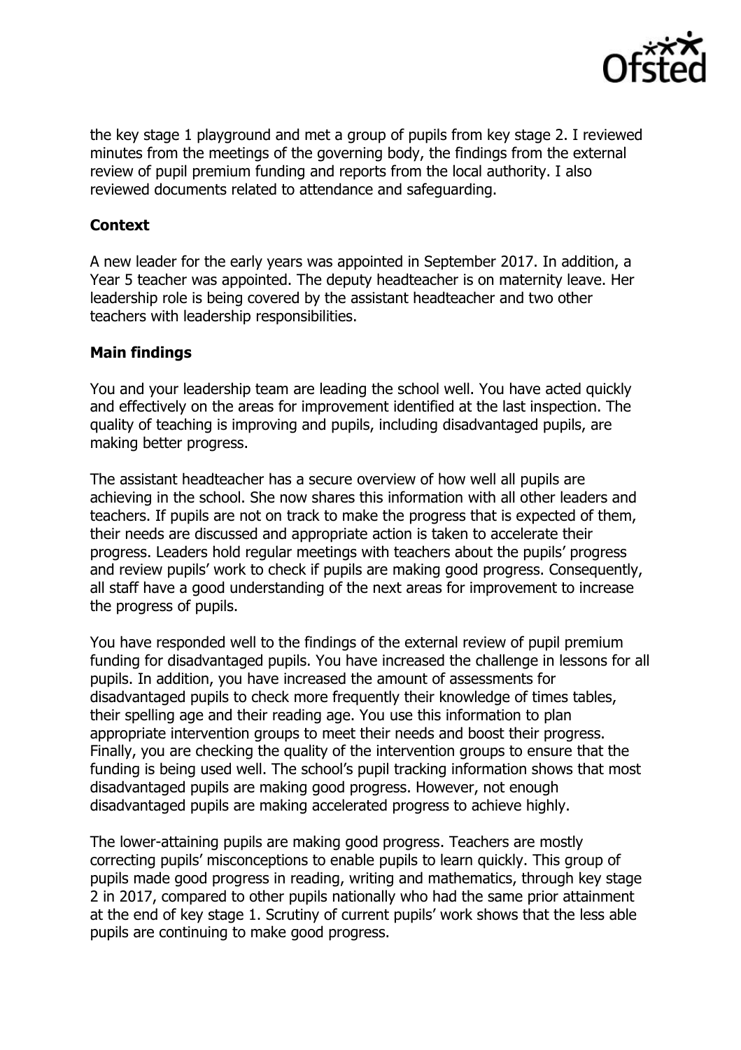the key stage 1 playground and met a group of pupils from key stage 2. I reviewed minutes from the meetings of the governing body, the findings from the external review of pupil premium funding and reports from the local authority. I also reviewed documents related to attendance and safeguarding.

## Context

A new leader for the early years was appointed in September 2017. In addition, a Year 5 teacher was appointed. The deputy headteacher is on maternity leave. Her leadership role is being covered by the assistant headteacher and two other teachers with leadership responsibilities.

## Main findings

You and your leadership team are leading the school well. You have acted quickly and effectively on the areas for improvement identified at the last inspection. The quality of teaching is improving and pupils, including disadvantaged pupils, are making better progress.

The assistant headteacher has a secure overview of how well all pupils are achieving in the school. She now shares this information with all other leaders and teachers. If pupils are not on track to make the progress that is expected of them, their needs are discussed and appropriate action is taken to accelerate their progress. Leaders hold regular meetings with teachers about the pupils' progress and review pupils' work to check if pupils are making good progress. Consequently, all staff have a good understanding of the next areas for improvement to increase the progress of pupils.

You have responded well to the findings of the external review of pupil premium funding for disadvantaged pupils. You have increased the challenge in lessons for all pupils. In addition, you have increased the amount of assessments for disadvantaged pupils to check more frequently their knowledge of times tables, their spelling age and their reading age. You use this information to plan appropriate intervention groups to meet their needs and boost their progress. Finally, you are checking the quality of the intervention groups to ensure that the funding is being used well. The school's pupil tracking information shows that most disadvantaged pupils are making good progress. However, not enough disadvantaged pupils are making accelerated progress to achieve highly.

The lower-attaining pupils are making good progress. Teachers are mostly correcting pupils' misconceptions to enable pupils to learn quickly. This group of pupils made good progress in reading, writing and mathematics, through key stage 2 in 2017, compared to other pupils nationally who had the same prior attainment at the end of key stage 1. Scrutiny of current pupils' work shows that the less able pupils are continuing to make good progress.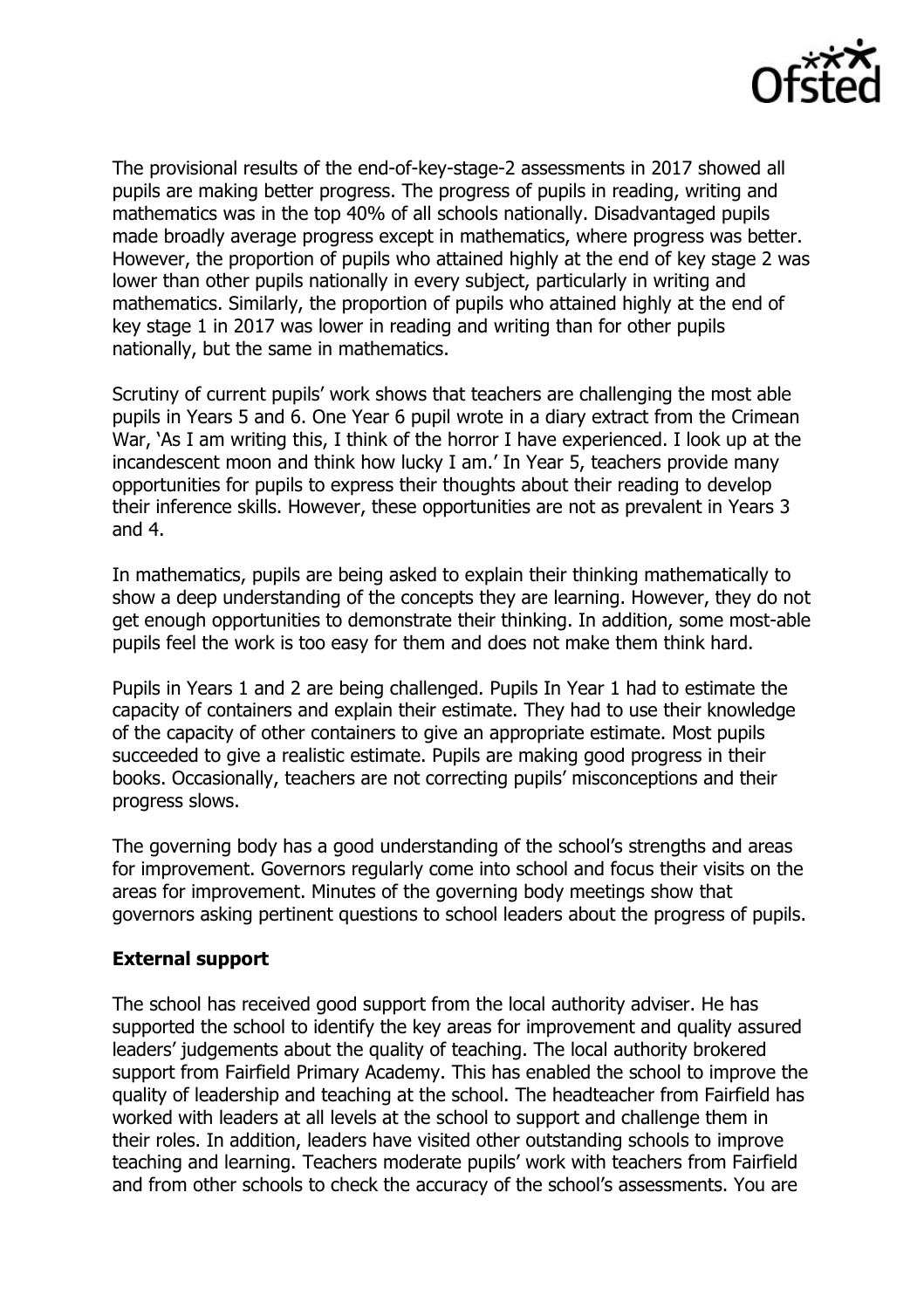The provisional results of the end-of-key-stage-2 assessments in 2017 showed all pupils are making better progress. The progress of pupils in reading, writing and mathematics was in the top 40% of all schools nationally. Disadvantaged pupils made broadly average progress except in mathematics, where progress was better. However, the proportion of pupils who attained highly at the end of key stage 2 was lower than other pupils nationally in every subject, particularly in writing and mathematics. Similarly, the proportion of pupils who attained highly at the end of key stage 1 in 2017 was lower in reading and writing than for other pupils nationally, but the same in mathematics.

Scrutiny of current pupils' work shows that teachers are challenging the most able pupils in Years 5 and 6. One Year 6 pupil wrote in a diary extract from the Crimean War, 'As I am writing this, I think of the horror I have experienced. I look up at the incandescent moon and think how lucky I am.' In Year 5, teachers provide many opportunities for pupils to express their thoughts about their reading to develop their inference skills. However, these opportunities are not as prevalent in Years 3 and 4.

In mathematics, pupils are being asked to explain their thinking mathematically to show a deep understanding of the concepts they are learning. However, they do not get enough opportunities to demonstrate their thinking. In addition, some most-able pupils feel the work is too easy for them and does not make them think hard.

Pupils in Years 1 and 2 are being challenged. Pupils In Year 1 had to estimate the capacity of containers and explain their estimate. They had to use their knowledge of the capacity of other containers to give an appropriate estimate. Most pupils succeeded to give a realistic estimate. Pupils are making good progress in their books. Occasionally, teachers are not correcting pupils' misconceptions and their progress slows.

The governing body has a good understanding of the school's strengths and areas for improvement. Governors regularly come into school and focus their visits on the areas for improvement. Minutes of the governing body meetings show that governors asking pertinent questions to school leaders about the progress of pupils.

### External support

The school has received good support from the local authority adviser. He has supported the school to identify the key areas for improvement and quality assured leaders' judgements about the quality of teaching. The local authority brokered support from Fairfield Primary Academy. This has enabled the school to improve the quality of leadership and teaching at the school. The headteacher from Fairfield has worked with leaders at all levels at the school to support and challenge them in their roles. In addition, leaders have visited other outstanding schools to improve teaching and learning. Teachers moderate pupils' work with teachers from Fairfield and from other schools to check the accuracy of the school's assessments. You are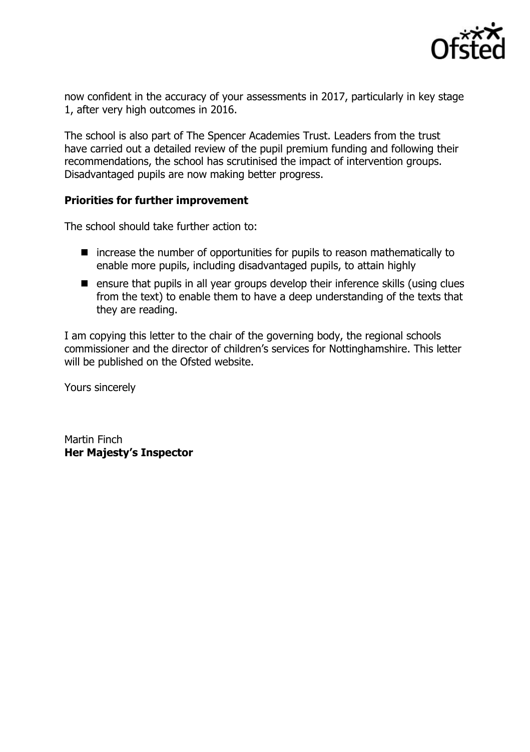now confident in the accuracy of your assessments in 2017, particularly in key stage 1, after very high outcomes in 2016.

The school is also part of The Spencer Academies Trust. Leaders from the trust have carried out a detailed review of the pupil premium funding and following their recommendations, the school has scrutinised the impact of intervention groups. Disadvantaged pupils are now making better progress.

### Priorities for further improvement

The school should take further action to:

- increase the number of opportunities for pupils to reason mathematically to enable more pupils, including disadvantaged pupils, to attain highly
- ensure that pupils in all year groups develop their inference skills (using clues from the text) to enable them to have a deep understanding of the texts that they are reading.

I am copying this letter to the chair of the governing body, the regional schools commissioner and the director of children's services for Nottinghamshire. This letter will be published on the Ofsted website.

Yours sincerely

Martin Finch
**Her Majesty's Inspector**